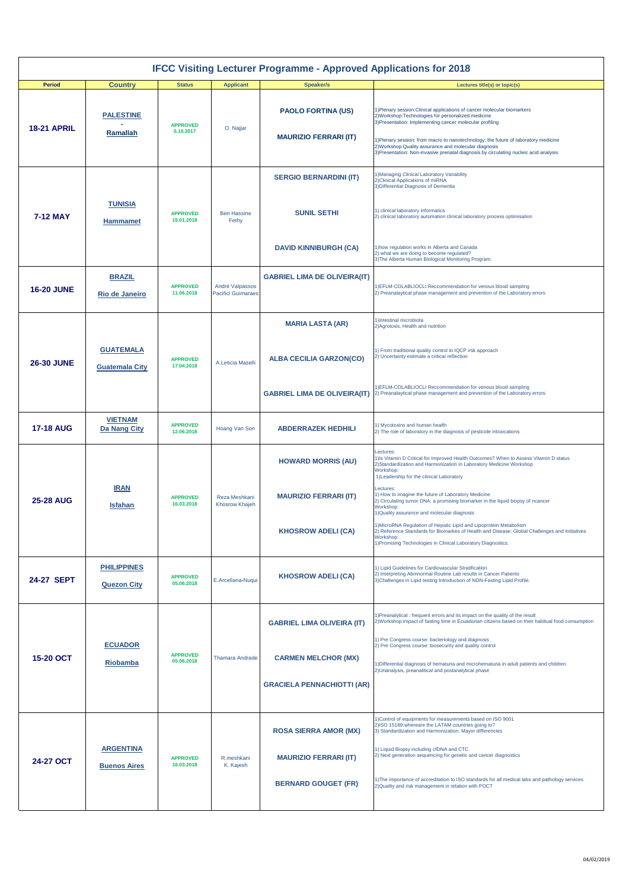# IFCC Visiting Lecturer Programme - Approved Applications for 2018

| Period | Country | Status | Applicant | Speaker/s | Lectures title(s) or topic(s) |
|---|---|---|---|---|---|
| 18-21 APRIL | PALESTINE - Ramallah | APPROVED 5.10.2017 | O. Najjar | PAOLO FORTINA (US) | 1)Plenary session:Clinical applications of cancer molecular biomarkers 2)Workshop:Technologies for personalized medicine 3)Presentation: Implementing cancer molecular profiling |
| | | | | MAURIZIO FERRARI (IT) | 1)Plenary session: from macro to nanotechnology: the future of laboratory medicine 2)Workshop:Quality assurance and molecular diagnosis 3)Presentation: Non-invasive prenatal diagnosis by circulating nucleic acid analysis |
| 7-12 MAY | TUNISIA Hammamet | APPROVED 15.01.2018 | Ben Hassine Fethy | SERGIO BERNARDINI (IT) | 1)Managing Clinical Laboratory Variability 2)Clinical Applications of miRNA 3)Differential Diagnosis of Dementia |
| | | | | SUNIL SETHI | 1) clinical laboratory informatics 2) clinical laboratory automation clinical laboratory process optimisation |
| | | | | DAVID KINNIBURGH (CA) | 1)how regulation works in Alberta and Canada 2) what we are doing to become regulated? 3)The Alberta Human Biological Monitoring Program. |
| 16-20 JUNE | BRAZIL Rio de Janeiro | APPROVED 11.06.2018 | André Valpassos Pacifici Guimaraes | GABRIEL LIMA DE OLIVEIRA(IT) | 1)EFLM-COLABLIOCLI Reccommendation for venous blood sampling 2) Preanalaytical phase management and prevention of the Laboratory errors |
| 26-30 JUNE | GUATEMALA Guatemala City | APPROVED 17.04.2018 | A.Leticia Maselli | MARIA LASTA (AR) | 1)intestinal microbiota 2)Agrotoxis, Health and nutrition |
| | | | | ALBA CECILIA GARZON(CO) | 1) From traditional quality control to IQCP irsk approach 2) Uncertainty estimate a critical reflection |
| | | | | GABRIEL LIMA DE OLIVEIRA(IT) | 1)EFLM-COLABLIOCLI Reccommendation for venous blood sampling 2) Preanalaytical phase management and prevention of the Laboratory errors |
| 17-18 AUG | VIETNAM Da Nang City | APPROVED 12.06.2018 | Hoang Van Son | ABDERRAZEK HEDHILI | 1) Mycotoxins and human health 2) The role of laboratory in the diagnosis of pesticide intoxications |
| 25-28 AUG | IRAN Isfahan | APPROVED 16.03.2018 | Reza Meshkani Khosrow Khajeh | HOWARD MORRIS (AU) | Lectures: 1)Is Vitamin D Critical for Improved Health Outcomes? When to Assess Vitamin D status 2)Standardization and Harmonization in Laboratory Medicine Workshop Workshop: 1)Leadership for the clinical Laboratory |
| | | | | MAURIZIO FERRARI (IT) | Lectures: 1) How to imagine the future of Laboratory Medicine 2) Circulating tumor DNA: a promising biomarker in the liquid biopsy of ncancer Workshop: 1)Quality assurance and molecular diagnosis |
| | | | | KHOSROW ADELI (CA) | 1)MicroRNA Regulation of Hepatic Lipid and Lipoprotein Metabolism 2) Reference Standards for Biomakes of Health and Disease: Global Challenges and Initiatives Workshop: 1)Promising Technologies in Clinical Laboratory Diagnostics. |
| 24-27 SEPT | PHILIPPINES Quezon City | APPROVED 05.06.2018 | E.Arcellana-Nuqui | KHOSROW ADELI (CA) | 1) Lipid Guidelines for Cardiovascular Stratification 2) Interpreting Abmnormal Routine Lab results in Cancer Patients 3)Challenges in Lipid testing:Introduction of NON-Fasting Lipid Profile. |
| 15-20 OCT | ECUADOR Riobamba | APPROVED 05.06.2018 | Thamara Andrade | GABRIEL LIMA OLIVEIRA (IT) | 1)Preanalytical : frequent errors and its impact on the quality of the result 2)Workshop:impact of fasting time in Ecuadorian citizens based on their habitual food consumption |
| | | | | CARMEN MELCHOR (MX) | 1) Pre Congress course: bacteriology and diagnosis 2) Pre Congress course: biosecurity and quality control |
| | | | | GRACIELA PENNACHIOTTI (AR) | 1)Differential diagnosis of hematuria and microhematuria in adult patients and children. 2)Urianalysis, preanalitical and postanalytical phase |
| 24-27 OCT | ARGENTINA Buenos Aires | APPROVED 16.03.2018 | R.meshkani K. Kajesh | ROSA SIERRA AMOR (MX) | 1)Control of equipments for measurements based on ISO 9001 2)ISO 15189:whereare the LATAM countries going to? 3) Standardization and Harmonization: Mayor differencies |
| | | | | MAURIZIO FERRARI (IT) | 1) Liquid Biopsy including cfDNA and CTC 2) Next generation sequencing for genetic and cancer diagnostics |
| | | | | BERNARD GOUGET (FR) | 1)The importance of accreditation to ISO standards for all medical labs and pathology services 2)Quality and risk management in relation with POCT |

04/02/2019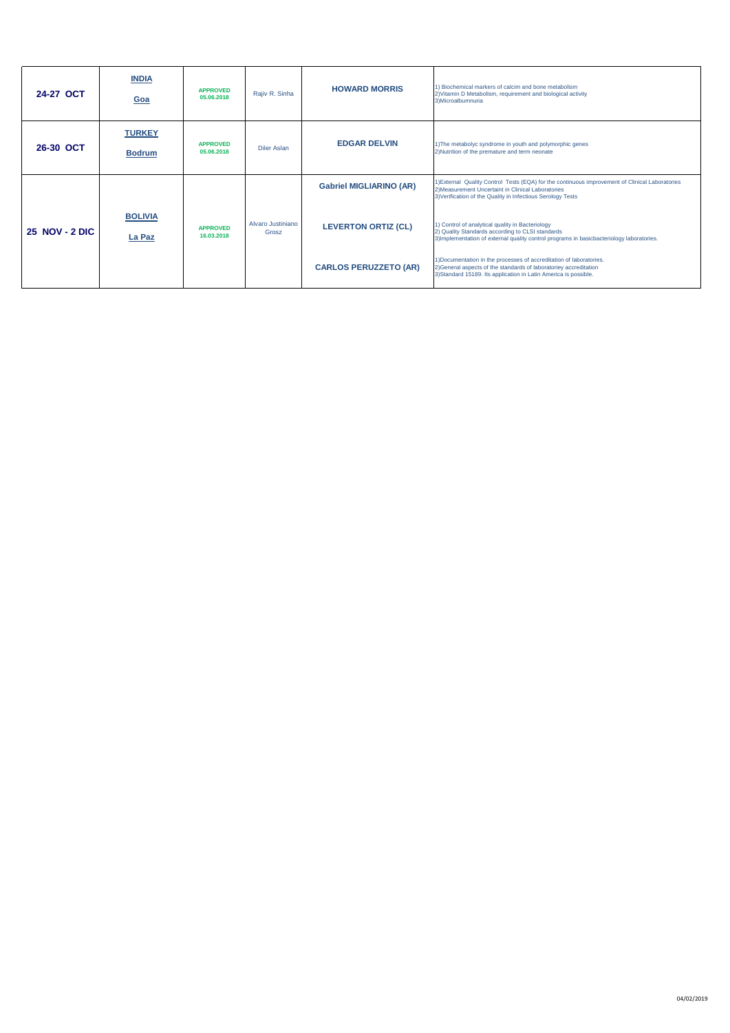| | | | | | |
|---|---|---|---|---|---|
| **24-27 OCT** | **INDIA** **Goa** | **APPROVED 05.06.2018** | Rajiv R. Sinha | **HOWARD MORRIS** | 1) Biochemical markers of calcim and bone metabolism<br>2)Vitamin D Metabolism, requirement and biological activity<br>3)Microalbumnuria |
| **26-30 OCT** | **TURKEY** **Bodrum** | **APPROVED 05.06.2018** | Diler Aslan | **EDGAR DELVIN** | 1)The metabolyc syndrome in youth and polymorphic genes<br>2)Nutrition of the premature and term neonate |
| **25 NOV - 2 DIC** | **BOLIVIA** **La Paz** | **APPROVED 16.03.2018** | Alvaro Justiniano Grosz | **Gabriel MIGLIARINO (AR)** | 1)External Quality Control Tests (EQA) for the continuous improvement of Clinical Laboratories<br>2)Measurement Uncertaint in Clinical Laboratories<br>3)Verification of the Quality in Infectious Serology Tests |
| | | | | **LEVERTON ORTIZ (CL)** | 1) Control of analytical quality in Bacteriology<br>2) Quality Standards according to CLSI standards<br>3)Implementation of external quality control programs in basicbacteriology laboratories. |
| | | | | **CARLOS PERUZZETO (AR)** | 1)Documentation in the processes of accreditation of laboratories.<br>2)General aspects of the standards of laboratoriey accreditation<br>3)Standard 15189. Its application in Latin America is possible. |

04/02/2019